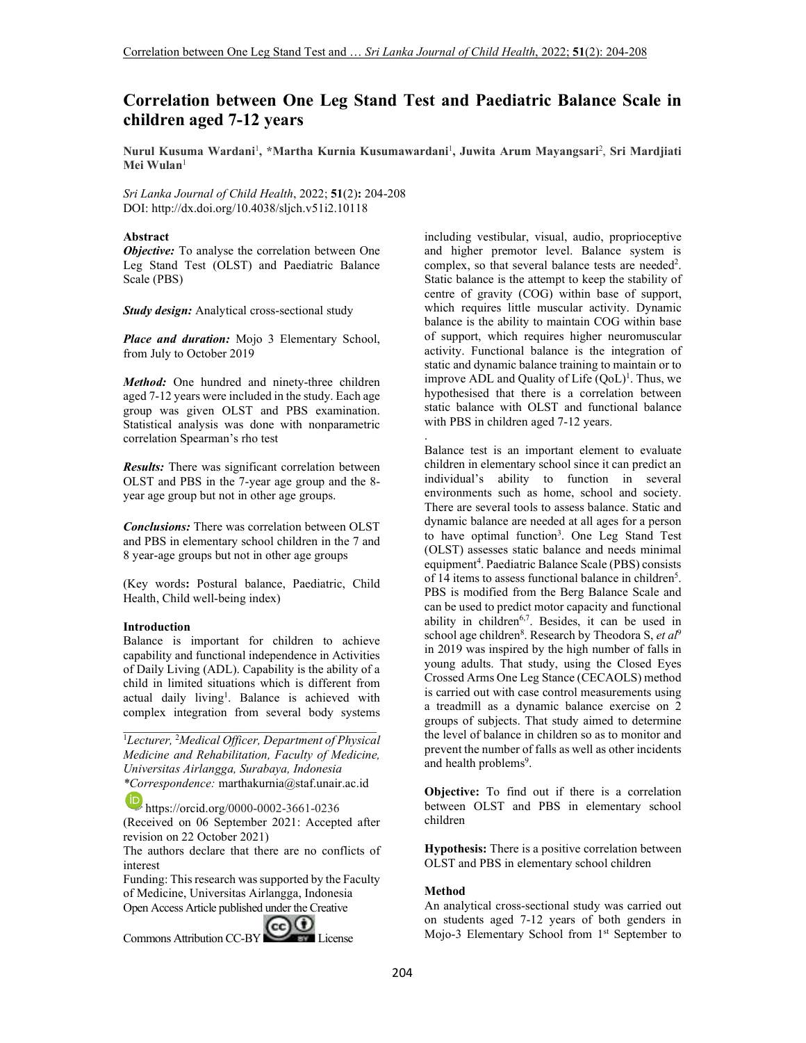# Correlation between One Leg Stand Test and Paediatric Balance Scale in children aged 7-12 years

**Nurul Kusuma Wardani**[1], **\*Martha Kurnia Kusumawardani**[1], **Juwita Arum Mayangsari**[2], **Sri Mardjiati Mei Wulan**[1]

*Sri Lanka Journal of Child Health*, 2022; **51**(2)**:** 204-208
DOI: http://dx.doi.org/10.4038/sljch.v51i2.10118

### Abstract

***Objective:*** To analyse the correlation between One Leg Stand Test (OLST) and Paediatric Balance Scale (PBS)

***Study design:*** Analytical cross-sectional study

***Place and duration:*** Mojo 3 Elementary School, from July to October 2019

***Method:*** One hundred and ninety-three children aged 7-12 years were included in the study. Each age group was given OLST and PBS examination. Statistical analysis was done with nonparametric correlation Spearman's rho test

***Results:*** There was significant correlation between OLST and PBS in the 7-year age group and the 8-year age group but not in other age groups.

***Conclusions:*** There was correlation between OLST and PBS in elementary school children in the 7 and 8 year-age groups but not in other age groups

(Key words**:** **Postural balance, Paediatric, Child Health, Child well-being index)**

### Introduction

Balance is important for children to achieve capability and functional independence in Activities of Daily Living (ADL). Capability is the ability of a child in limited situations which is different from actual daily living[1]. Balance is achieved with complex integration from several body systems including vestibular, visual, audio, proprioceptive and higher premotor level. Balance system is complex, so that several balance tests are needed[2]. Static balance is the attempt to keep the stability of centre of gravity (COG) within base of support, which requires little muscular activity. Dynamic balance is the ability to maintain COG within base of support, which requires higher neuromuscular activity. Functional balance is the integration of static and dynamic balance training to maintain or to improve ADL and Quality of Life (QoL)[1]. Thus, we hypothesised that there is a correlation between static balance with OLST and functional balance with PBS in children aged 7-12 years.

Balance test is an important element to evaluate children in elementary school since it can predict an individual's ability to function in several environments such as home, school and society. There are several tools to assess balance. Static and dynamic balance are needed at all ages for a person to have optimal function[3]. One Leg Stand Test (OLST) assesses static balance and needs minimal equipment[4]. Paediatric Balance Scale (PBS) consists of 14 items to assess functional balance in children[5]. PBS is modified from the Berg Balance Scale and can be used to predict motor capacity and functional ability in children[6,7]. Besides, it can be used in school age children[8]. Research by Theodora S, *et al*[9] in 2019 was inspired by the high number of falls in young adults. That study, using the Closed Eyes Crossed Arms One Leg Stance (CECAOLS) method is carried out with case control measurements using a treadmill as a dynamic balance exercise on 2 groups of subjects. That study aimed to determine the level of balance in children so as to monitor and prevent the number of falls as well as other incidents and health problems[9].

**Objective:** To find out if there is a correlation between OLST and PBS in elementary school children

**Hypothesis:** There is a positive correlation between OLST and PBS in elementary school children

### Method

An analytical cross-sectional study was carried out on students aged 7-12 years of both genders in Mojo-3 Elementary School from 1st September to

---

[1]*Lecturer,* [2]*Medical Officer, Department of Physical Medicine and Rehabilitation, Faculty of Medicine, Universitas Airlangga, Surabaya, Indonesia*
*\*Correspondence:* marthakurnia@staf.unair.ac.id
https://orcid.org/0000-0002-3661-0236
(Received on 06 September 2021: Accepted after revision on 22 October 2021)
The authors declare that there are no conflicts of interest
Funding: This research was supported by the Faculty of Medicine, Universitas Airlangga, Indonesia
Open Access Article published under the Creative Commons Attribution CC-BY License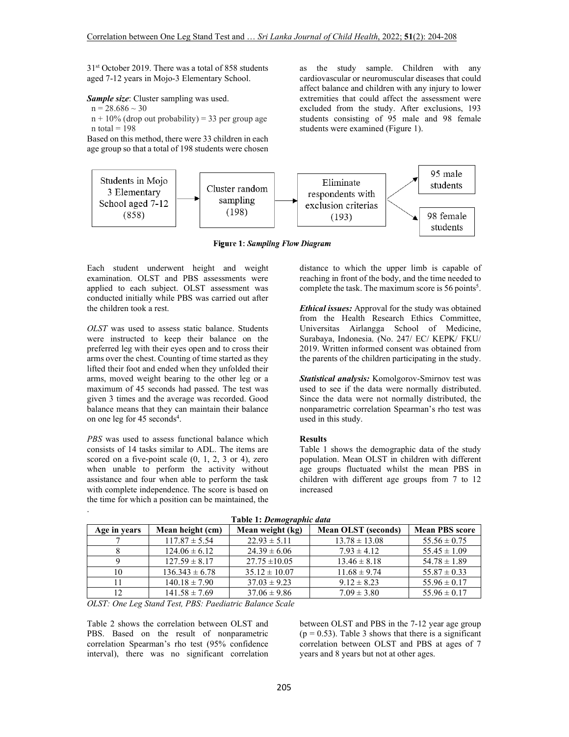31st October 2019. There was a total of 858 students aged 7-12 years in Mojo-3 Elementary School.

***Sample size***: Cluster sampling was used.

n = 28.686 ~ 30

n + 10% (drop out probability) = 33 per group age

n total = 198

Based on this method, there were 33 children in each age group so that a total of 198 students were chosen as the study sample. Children with any cardiovascular or neuromuscular diseases that could affect balance and children with any injury to lower extremities that could affect the assessment were excluded from the study. After exclusions, 193 students consisting of 95 male and 98 female students were examined (Figure 1).

Students in Mojo 3 Elementary School aged 7-12 (858) → Cluster random sampling (198) → Eliminate respondents with exclusion criterias (193) → 95 male students / 98 female students

**Figure 1**: ***Sampling Flow Diagram***

Each student underwent height and weight examination. OLST and PBS assessments were applied to each subject. OLST assessment was conducted initially while PBS was carried out after the children took a rest.

*OLST* was used to assess static balance. Students were instructed to keep their balance on the preferred leg with their eyes open and to cross their arms over the chest. Counting of time started as they lifted their foot and ended when they unfolded their arms, moved weight bearing to the other leg or a maximum of 45 seconds had passed. The test was given 3 times and the average was recorded. Good balance means that they can maintain their balance on one leg for 45 seconds[4].

*PBS* was used to assess functional balance which consists of 14 tasks similar to ADL. The items are scored on a five-point scale (0, 1, 2, 3 or 4), zero when unable to perform the activity without assistance and four when able to perform the task with complete independence. The score is based on the time for which a position can be maintained, the distance to which the upper limb is capable of reaching in front of the body, and the time needed to complete the task. The maximum score is 56 points[5].

***Ethical issues:*** Approval for the study was obtained from the Health Research Ethics Committee, Universitas Airlangga School of Medicine, Surabaya, Indonesia. (No. 247/ EC/ KEPK/ FKU/ 2019. Written informed consent was obtained from the parents of the children participating in the study.

***Statistical analysis:*** Komolgorov-Smirnov test was used to see if the data were normally distributed. Since the data were not normally distributed, the nonparametric correlation Spearman's rho test was used in this study.

## Results

Table 1 shows the demographic data of the study population. Mean OLST in children with different age groups fluctuated whilst the mean PBS in children with different age groups from 7 to 12 increased

**Table 1:** ***Demographic data***

| Age in years | Mean height (cm) | Mean weight (kg) | Mean OLST (seconds) | Mean PBS score |
|---|---|---|---|---|
| 7 | 117.87 ± 5.54 | 22.93 ± 5.11 | 13.78 ± 13.08 | 55.56 ± 0.75 |
| 8 | 124.06 ± 6.12 | 24.39 ± 6.06 | 7.93 ± 4.12 | 55.45 ± 1.09 |
| 9 | 127.59 ± 8.17 | 27.75 ±10.05 | 13.46 ± 8.18 | 54.78 ± 1.89 |
| 10 | 136.343 ± 6.78 | 35.12 ± 10.07 | 11.68 ± 9.74 | 55.87 ± 0.33 |
| 11 | 140.18 ± 7.90 | 37.03 ± 9.23 | 9.12 ± 8.23 | 55.96 ± 0.17 |
| 12 | 141.58 ± 7.69 | 37.06 ± 9.86 | 7.09 ± 3.80 | 55.96 ± 0.17 |

*OLST: One Leg Stand Test, PBS: Paediatric Balance Scale*

Table 2 shows the correlation between OLST and PBS. Based on the result of nonparametric correlation Spearman's rho test (95% confidence interval), there was no significant correlation between OLST and PBS in the 7-12 year age group ($p = 0.53$). Table 3 shows that there is a significant correlation between OLST and PBS at ages of 7 years and 8 years but not at other ages.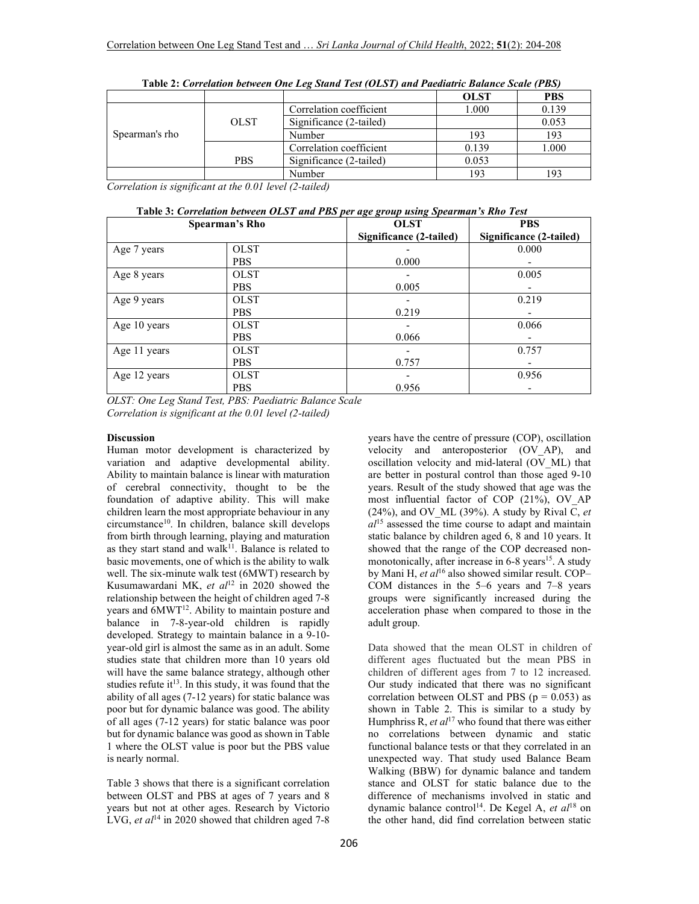**Table 2:** *Correlation between One Leg Stand Test (OLST) and Paediatric Balance Scale (PBS)*

| | | | OLST | PBS |
|---|---|---|---|---|
| Spearman's rho | OLST | Correlation coefficient | 1.000 | 0.139 |
| | | Significance (2-tailed) | | 0.053 |
| | | Number | 193 | 193 |
| | PBS | Correlation coefficient | 0.139 | 1.000 |
| | | Significance (2-tailed) | 0.053 | |
| | | Number | 193 | 193 |

*Correlation is significant at the 0.01 level (2-tailed)*

**Table 3:** *Correlation between OLST and PBS per age group using Spearman's Rho Test*

| Spearman's Rho | | OLST Significance (2-tailed) | PBS Significance (2-tailed) |
|---|---|---|---|
| Age 7 years | OLST | - | 0.000 |
| | PBS | 0.000 | - |
| Age 8 years | OLST | - | 0.005 |
| | PBS | 0.005 | - |
| Age 9 years | OLST | - | 0.219 |
| | PBS | 0.219 | - |
| Age 10 years | OLST | - | 0.066 |
| | PBS | 0.066 | - |
| Age 11 years | OLST | - | 0.757 |
| | PBS | 0.757 | - |
| Age 12 years | OLST | - | 0.956 |
| | PBS | 0.956 | - |

*OLST: One Leg Stand Test, PBS: Paediatric Balance Scale*
*Correlation is significant at the 0.01 level (2-tailed)*

**Discussion**

Human motor development is characterized by variation and adaptive developmental ability. Ability to maintain balance is linear with maturation of cerebral connectivity, thought to be the foundation of adaptive ability. This will make children learn the most appropriate behaviour in any circumstance[10]. In children, balance skill develops from birth through learning, playing and maturation as they start stand and walk[11]. Balance is related to basic movements, one of which is the ability to walk well. The six-minute walk test (6MWT) research by Kusumawardani MK, *et al*[12] in 2020 showed the relationship between the height of children aged 7-8 years and 6MWT[12]. Ability to maintain posture and balance in 7-8-year-old children is rapidly developed. Strategy to maintain balance in a 9-10-year-old girl is almost the same as in an adult. Some studies state that children more than 10 years old will have the same balance strategy, although other studies refute it[13]. In this study, it was found that the ability of all ages (7-12 years) for static balance was poor but for dynamic balance was good. The ability of all ages (7-12 years) for static balance was poor but for dynamic balance was good as shown in Table 1 where the OLST value is poor but the PBS value is nearly normal.

Table 3 shows that there is a significant correlation between OLST and PBS at ages of 7 years and 8 years but not at other ages. Research by Victorio LVG, *et al*[14] in 2020 showed that children aged 7-8 years have the centre of pressure (COP), oscillation velocity and anteroposterior (OV_AP), and oscillation velocity and mid-lateral (OV_ML) that are better in postural control than those aged 9-10 years. Result of the study showed that age was the most influential factor of COP (21%), OV_AP (24%), and OV_ML (39%). A study by Rival C, *et al*[15] assessed the time course to adapt and maintain static balance by children aged 6, 8 and 10 years. It showed that the range of the COP decreased non-monotonically, after increase in 6-8 years[15]. A study by Mani H, *et al*[16] also showed similar result. COP–COM distances in the 5–6 years and 7–8 years groups were significantly increased during the acceleration phase when compared to those in the adult group.

Data showed that the mean OLST in children of different ages fluctuated but the mean PBS in children of different ages from 7 to 12 increased. Our study indicated that there was no significant correlation between OLST and PBS ($p = 0.053$) as shown in Table 2. This is similar to a study by Humphriss R, *et al*[17] who found that there was either no correlations between dynamic and static functional balance tests or that they correlated in an unexpected way. That study used Balance Beam Walking (BBW) for dynamic balance and tandem stance and OLST for static balance due to the difference of mechanisms involved in static and dynamic balance control[14]. De Kegel A, *et al*[18] on the other hand, did find correlation between static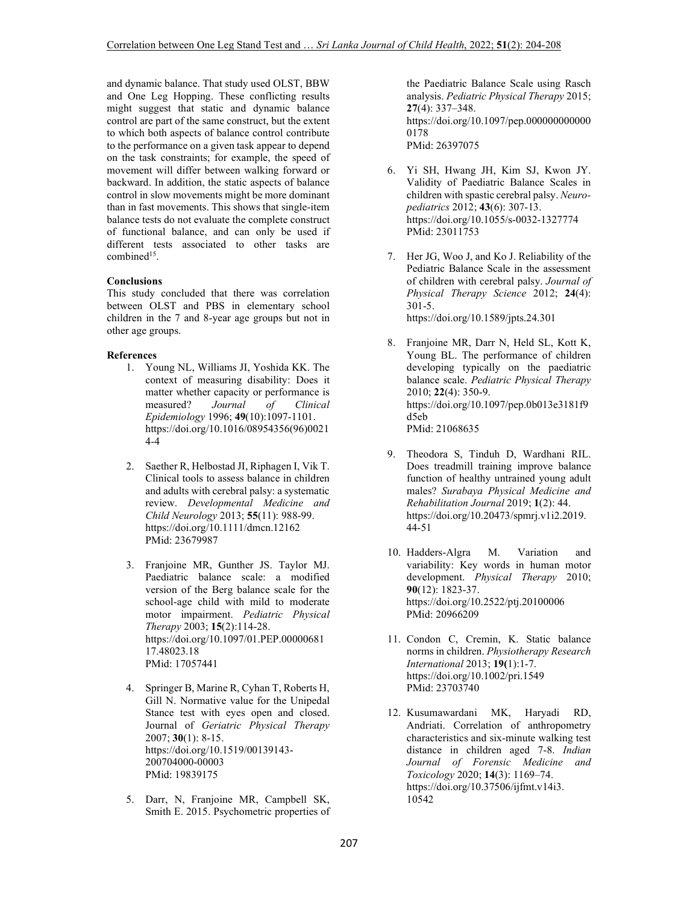and dynamic balance. That study used OLST, BBW and One Leg Hopping. These conflicting results might suggest that static and dynamic balance control are part of the same construct, but the extent to which both aspects of balance control contribute to the performance on a given task appear to depend on the task constraints; for example, the speed of movement will differ between walking forward or backward. In addition, the static aspects of balance control in slow movements might be more dominant than in fast movements. This shows that single-item balance tests do not evaluate the complete construct of functional balance, and can only be used if different tests associated to other tasks are combined[15].

**Conclusions**

This study concluded that there was correlation between OLST and PBS in elementary school children in the 7 and 8-year age groups but not in other age groups.

**References**

1. Young NL, Williams JI, Yoshida KK. The context of measuring disability: Does it matter whether capacity or performance is measured? *Journal of Clinical Epidemiology* 1996; **49**(10):1097-1101. https://doi.org/10.1016/08954356(96)00214-4
2. Saether R, Helbostad JI, Riphagen I, Vik T. Clinical tools to assess balance in children and adults with cerebral palsy: a systematic review. *Developmental Medicine and Child Neurology* 2013; **55**(11): 988-99. https://doi.org/10.1111/dmcn.12162 PMid: 23679987
3. Franjoine MR, Gunther JS. Taylor MJ. Paediatric balance scale: a modified version of the Berg balance scale for the school-age child with mild to moderate motor impairment. *Pediatric Physical Therapy* 2003; **15**(2):114-28. https://doi.org/10.1097/01.PEP.0000068117.48023.18 PMid: 17057441
4. Springer B, Marine R, Cyhan T, Roberts H, Gill N. Normative value for the Unipedal Stance test with eyes open and closed. Journal of *Geriatric Physical Therapy* 2007; **30**(1): 8-15. https://doi.org/10.1519/00139143-200704000-00003 PMid: 19839175
5. Darr, N, Franjoine MR, Campbell SK, Smith E. 2015. Psychometric properties of the Paediatric Balance Scale using Rasch analysis. *Pediatric Physical Therapy* 2015; **27**(4): 337–348. https://doi.org/10.1097/pep.0000000000000178 PMid: 26397075
6. Yi SH, Hwang JH, Kim SJ, Kwon JY. Validity of Paediatric Balance Scales in children with spastic cerebral palsy. *Neuropediatrics* 2012; **43**(6): 307-13. https://doi.org/10.1055/s-0032-1327774 PMid: 23011753
7. Her JG, Woo J, and Ko J. Reliability of the Pediatric Balance Scale in the assessment of children with cerebral palsy. *Journal of Physical Therapy Science* 2012; **24**(4): 301-5. https://doi.org/10.1589/jpts.24.301
8. Franjoine MR, Darr N, Held SL, Kott K, Young BL. The performance of children developing typically on the paediatric balance scale. *Pediatric Physical Therapy* 2010; **22**(4): 350-9. https://doi.org/10.1097/pep.0b013e3181f9d5eb PMid: 21068635
9. Theodora S, Tinduh D, Wardhani RIL. Does treadmill training improve balance function of healthy untrained young adult males? *Surabaya Physical Medicine and Rehabilitation Journal* 2019; **1**(2): 44. https://doi.org/10.20473/spmrj.v1i2.2019.44-51
10. Hadders-Algra M. Variation and variability: Key words in human motor development. *Physical Therapy* 2010; **90**(12): 1823-37. https://doi.org/10.2522/ptj.20100006 PMid: 20966209
11. Condon C, Cremin, K. Static balance norms in children. *Physiotherapy Research International* 2013; **19**(1):1-7. https://doi.org/10.1002/pri.1549 PMid: 23703740
12. Kusumawardani MK, Haryadi RD, Andriati. Correlation of anthropometry characteristics and six-minute walking test distance in children aged 7-8. *Indian Journal of Forensic Medicine and Toxicology* 2020; **14**(3): 1169–74. https://doi.org/10.37506/ijfmt.v14i3.10542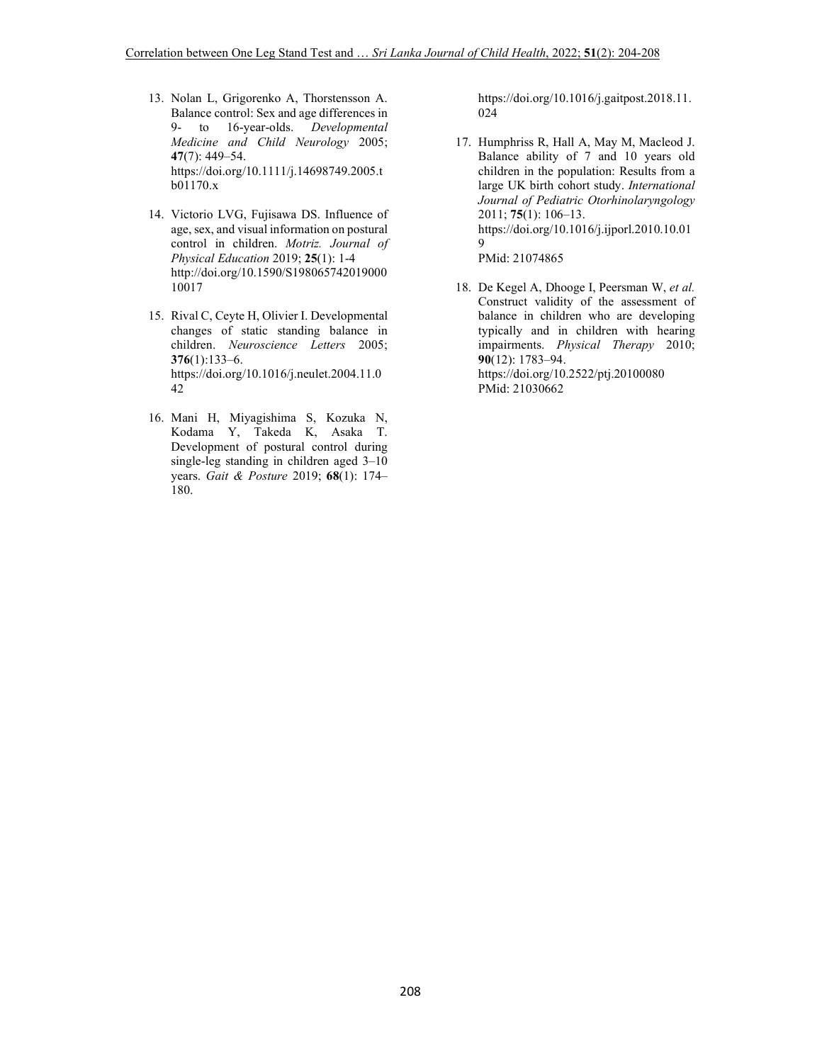13. Nolan L, Grigorenko A, Thorstensson A. Balance control: Sex and age differences in 9- to 16-year-olds. *Developmental Medicine and Child Neurology* 2005; **47**(7): 449–54. https://doi.org/10.1111/j.14698749.2005.tb01170.x

14. Victorio LVG, Fujisawa DS. Influence of age, sex, and visual information on postural control in children. *Motriz. Journal of Physical Education* 2019; **25**(1): 1-4 http://doi.org/10.1590/S19806574201900010017

15. Rival C, Ceyte H, Olivier I. Developmental changes of static standing balance in children. *Neuroscience Letters* 2005; **376**(1):133–6. https://doi.org/10.1016/j.neulet.2004.11.042

16. Mani H, Miyagishima S, Kozuka N, Kodama Y, Takeda K, Asaka T. Development of postural control during single-leg standing in children aged 3–10 years. *Gait & Posture* 2019; **68**(1): 174–180. https://doi.org/10.1016/j.gaitpost.2018.11.024

17. Humphriss R, Hall A, May M, Macleod J. Balance ability of 7 and 10 years old children in the population: Results from a large UK birth cohort study. *International Journal of Pediatric Otorhinolaryngology* 2011; **75**(1): 106–13. https://doi.org/10.1016/j.ijporl.2010.10.019
PMid: 21074865

18. De Kegel A, Dhooge I, Peersman W, *et al.* Construct validity of the assessment of balance in children who are developing typically and in children with hearing impairments. *Physical Therapy* 2010; **90**(12): 1783–94. https://doi.org/10.2522/ptj.20100080
PMid: 21030662